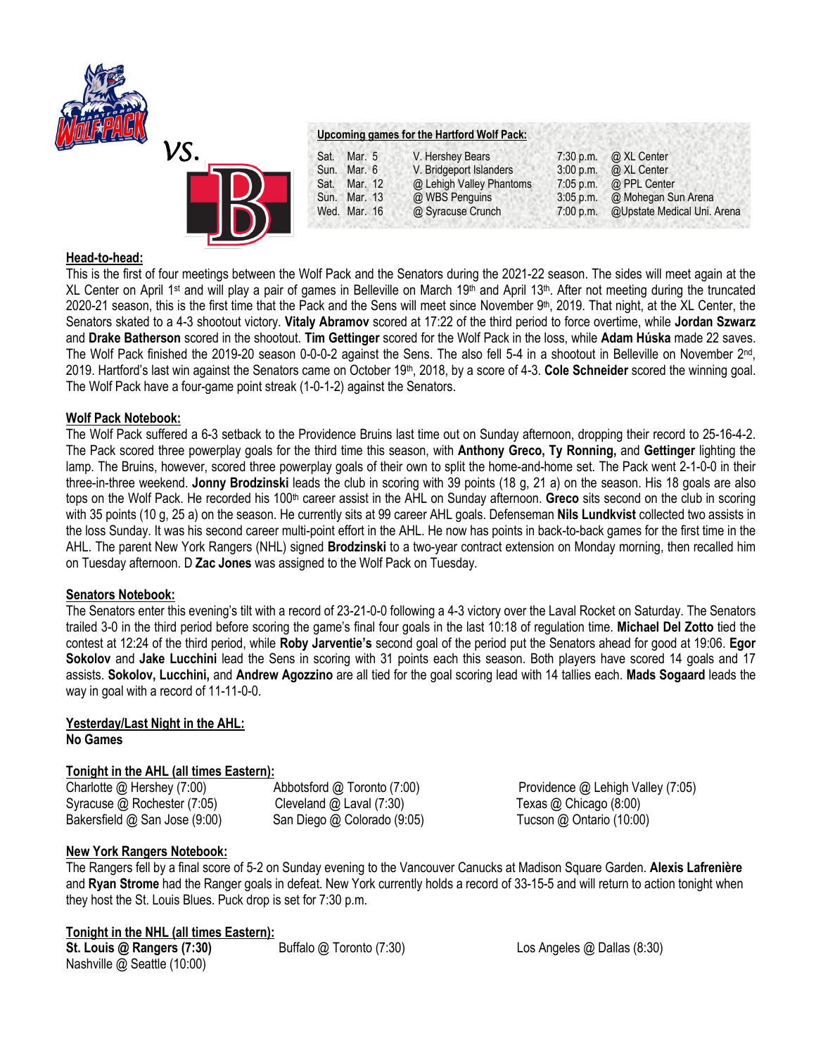vs.

**Upcoming games for the Hartford Wolf Pack:**

| | | | | |
|---|---|---|---|---|
| Sat. | Mar. 5 | V. Hershey Bears | 7:30 p.m. | @ XL Center |
| Sun. | Mar. 6 | V. Bridgeport Islanders | 3:00 p.m. | @ XL Center |
| Sat. | Mar. 12 | @ Lehigh Valley Phantoms | 7:05 p.m. | @ PPL Center |
| Sun. | Mar. 13 | @ WBS Penguins | 3:05 p.m. | @ Mohegan Sun Arena |
| Wed. | Mar. 16 | @ Syracuse Crunch | 7:00 p.m. | @Upstate Medical Uni. Arena |

## Head-to-head:

This is the first of four meetings between the Wolf Pack and the Senators during the 2021-22 season. The sides will meet again at the XL Center on April 1st and will play a pair of games in Belleville on March 19th and April 13th. After not meeting during the truncated 2020-21 season, this is the first time that the Pack and the Sens will meet since November 9th, 2019. That night, at the XL Center, the Senators skated to a 4-3 shootout victory. **Vitaly Abramov** scored at 17:22 of the third period to force overtime, while **Jordan Szwarz** and **Drake Batherson** scored in the shootout. **Tim Gettinger** scored for the Wolf Pack in the loss, while **Adam Húska** made 22 saves. The Wolf Pack finished the 2019-20 season 0-0-0-2 against the Sens. The also fell 5-4 in a shootout in Belleville on November 2nd, 2019. Hartford's last win against the Senators came on October 19th, 2018, by a score of 4-3. **Cole Schneider** scored the winning goal. The Wolf Pack have a four-game point streak (1-0-1-2) against the Senators.

## Wolf Pack Notebook:

The Wolf Pack suffered a 6-3 setback to the Providence Bruins last time out on Sunday afternoon, dropping their record to 25-16-4-2. The Pack scored three powerplay goals for the third time this season, with **Anthony Greco, Ty Ronning,** and **Gettinger** lighting the lamp. The Bruins, however, scored three powerplay goals of their own to split the home-and-home set. The Pack went 2-1-0-0 in their three-in-three weekend. **Jonny Brodzinski** leads the club in scoring with 39 points (18 g, 21 a) on the season. His 18 goals are also tops on the Wolf Pack. He recorded his 100th career assist in the AHL on Sunday afternoon. **Greco** sits second on the club in scoring with 35 points (10 g, 25 a) on the season. He currently sits at 99 career AHL goals. Defenseman **Nils Lundkvist** collected two assists in the loss Sunday. It was his second career multi-point effort in the AHL. He now has points in back-to-back games for the first time in the AHL. The parent New York Rangers (NHL) signed **Brodzinski** to a two-year contract extension on Monday morning, then recalled him on Tuesday afternoon. D **Zac Jones** was assigned to the Wolf Pack on Tuesday.

## Senators Notebook:

The Senators enter this evening's tilt with a record of 23-21-0-0 following a 4-3 victory over the Laval Rocket on Saturday. The Senators trailed 3-0 in the third period before scoring the game's final four goals in the last 10:18 of regulation time. **Michael Del Zotto** tied the contest at 12:24 of the third period, while **Roby Jarventie's** second goal of the period put the Senators ahead for good at 19:06. **Egor Sokolov** and **Jake Lucchini** lead the Sens in scoring with 31 points each this season. Both players have scored 14 goals and 17 assists. **Sokolov, Lucchini,** and **Andrew Agozzino** are all tied for the goal scoring lead with 14 tallies each. **Mads Sogaard** leads the way in goal with a record of 11-11-0-0.

## Yesterday/Last Night in the AHL:

**No Games**

## Tonight in the AHL (all times Eastern):

| | | |
|---|---|---|
| Charlotte @ Hershey (7:00) | Abbotsford @ Toronto (7:00) | Providence @ Lehigh Valley (7:05) |
| Syracuse @ Rochester (7:05) | Cleveland @ Laval (7:30) | Texas @ Chicago (8:00) |
| Bakersfield @ San Jose (9:00) | San Diego @ Colorado (9:05) | Tucson @ Ontario (10:00) |

## New York Rangers Notebook:

The Rangers fell by a final score of 5-2 on Sunday evening to the Vancouver Canucks at Madison Square Garden. **Alexis Lafrenière** and **Ryan Strome** had the Ranger goals in defeat. New York currently holds a record of 33-15-5 and will return to action tonight when they host the St. Louis Blues. Puck drop is set for 7:30 p.m.

## Tonight in the NHL (all times Eastern):

| | | |
|---|---|---|
| **St. Louis @ Rangers (7:30)** | Buffalo @ Toronto (7:30) | Los Angeles @ Dallas (8:30) |
| Nashville @ Seattle (10:00) | | |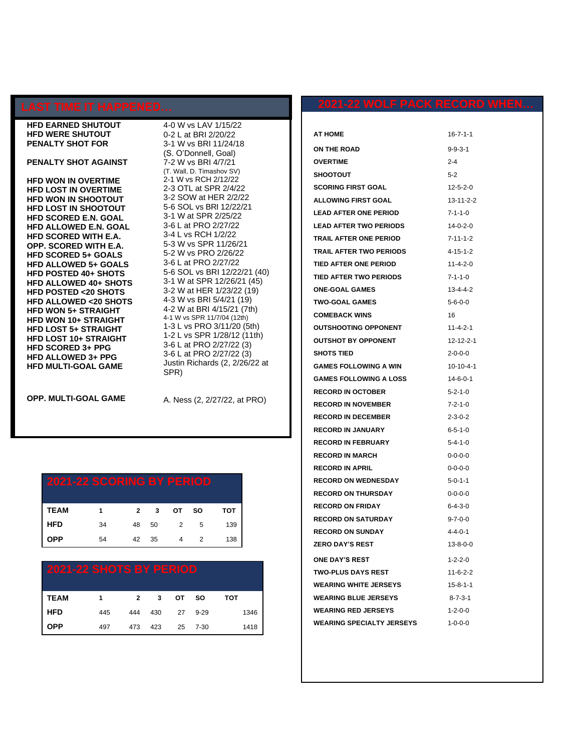## LAST TIME IT HAPPENED…

| | |
|---|---|
| **HFD EARNED SHUTOUT** | 4-0 W vs LAV 1/15/22 |
| **HFD WERE SHUTOUT** | 0-2 L at BRI 2/20/22 |
| **PENALTY SHOT FOR** | 3-1 W vs BRI 11/24/18 (S. O'Donnell, Goal) |
| **PENALTY SHOT AGAINST** | 7-2 W vs BRI 4/7/21 (T. Wall, D. Timashov SV) |
| **HFD WON IN OVERTIME** | 2-1 W vs RCH 2/12/22 |
| **HFD LOST IN OVERTIME** | 2-3 OTL at SPR 2/4/22 |
| **HFD WON IN SHOOTOUT** | 3-2 SOW at HER 2/2/22 |
| **HFD LOST IN SHOOTOUT** | 5-6 SOL vs BRI 12/22/21 |
| **HFD SCORED E.N. GOAL** | 3-1 W at SPR 2/25/22 |
| **HFD ALLOWED E.N. GOAL** | 3-6 L at PRO 2/27/22 |
| **HFD SCORED WITH E.A.** | 3-4 L vs RCH 1/2/22 |
| **OPP. SCORED WITH E.A.** | 5-3 W vs SPR 11/26/21 |
| **HFD SCORED 5+ GOALS** | 5-2 W vs PRO 2/26/22 |
| **HFD ALLOWED 5+ GOALS** | 3-6 L at PRO 2/27/22 |
| **HFD POSTED 40+ SHOTS** | 5-6 SOL vs BRI 12/22/21 (40) |
| **HFD ALLOWED 40+ SHOTS** | 3-1 W at SPR 12/26/21 (45) |
| **HFD POSTED <20 SHOTS** | 3-2 W at HER 1/23/22 (19) |
| **HFD ALLOWED <20 SHOTS** | 4-3 W vs BRI 5/4/21 (19) |
| **HFD WON 5+ STRAIGHT** | 4-2 W at BRI 4/15/21 (7th) |
| **HFD WON 10+ STRAIGHT** | 4-1 W vs SPR 11/7/04 (12th) |
| **HFD LOST 5+ STRAIGHT** | 1-3 L vs PRO 3/11/20 (5th) |
| **HFD LOST 10+ STRAIGHT** | 1-2 L vs SPR 1/28/12 (11th) |
| **HFD SCORED 3+ PPG** | 3-6 L at PRO 2/27/22 (3) |
| **HFD ALLOWED 3+ PPG** | 3-6 L at PRO 2/27/22 (3) |
| **HFD MULTI-GOAL GAME** | Justin Richards (2, 2/26/22 at SPR) |
| **OPP. MULTI-GOAL GAME** | A. Ness (2, 2/27/22, at PRO) |

## 2021-22 SCORING BY PERIOD

| TEAM | 1 | 2 | 3 | OT | SO | TOT |
|---|---|---|---|---|---|---|
| HFD | 34 | 48 | 50 | 2 | 5 | 139 |
| OPP | 54 | 42 | 35 | 4 | 2 | 138 |

## 2021-22 SHOTS BY PERIOD

| TEAM | 1 | 2 | 3 | OT | SO | TOT |
|---|---|---|---|---|---|---|
| HFD | 445 | 444 | 430 | 27 | 9-29 | 1346 |
| OPP | 497 | 473 | 423 | 25 | 7-30 | 1418 |

## 2021-22 WOLF PACK RECORD WHEN…

| | |
|---|---|
| AT HOME | 16-7-1-1 |
| ON THE ROAD | 9-9-3-1 |
| OVERTIME | 2-4 |
| SHOOTOUT | 5-2 |
| SCORING FIRST GOAL | 12-5-2-0 |
| ALLOWING FIRST GOAL | 13-11-2-2 |
| LEAD AFTER ONE PERIOD | 7-1-1-0 |
| LEAD AFTER TWO PERIODS | 14-0-2-0 |
| TRAIL AFTER ONE PERIOD | 7-11-1-2 |
| TRAIL AFTER TWO PERIODS | 4-15-1-2 |
| TIED AFTER ONE PERIOD | 11-4-2-0 |
| TIED AFTER TWO PERIODS | 7-1-1-0 |
| ONE-GOAL GAMES | 13-4-4-2 |
| TWO-GOAL GAMES | 5-6-0-0 |
| COMEBACK WINS | 16 |
| OUTSHOOTING OPPONENT | 11-4-2-1 |
| OUTSHOT BY OPPONENT | 12-12-2-1 |
| SHOTS TIED | 2-0-0-0 |
| GAMES FOLLOWING A WIN | 10-10-4-1 |
| GAMES FOLLOWING A LOSS | 14-6-0-1 |
| RECORD IN OCTOBER | 5-2-1-0 |
| RECORD IN NOVEMBER | 7-2-1-0 |
| RECORD IN DECEMBER | 2-3-0-2 |
| RECORD IN JANUARY | 6-5-1-0 |
| RECORD IN FEBRUARY | 5-4-1-0 |
| RECORD IN MARCH | 0-0-0-0 |
| RECORD IN APRIL | 0-0-0-0 |
| RECORD ON WEDNESDAY | 5-0-1-1 |
| RECORD ON THURSDAY | 0-0-0-0 |
| RECORD ON FRIDAY | 6-4-3-0 |
| RECORD ON SATURDAY | 9-7-0-0 |
| RECORD ON SUNDAY | 4-4-0-1 |
| ZERO DAY'S REST | 13-8-0-0 |
| ONE DAY'S REST | 1-2-2-0 |
| TWO-PLUS DAYS REST | 11-6-2-2 |
| WEARING WHITE JERSEYS | 15-8-1-1 |
| WEARING BLUE JERSEYS | 8-7-3-1 |
| WEARING RED JERSEYS | 1-2-0-0 |
| WEARING SPECIALTY JERSEYS | 1-0-0-0 |